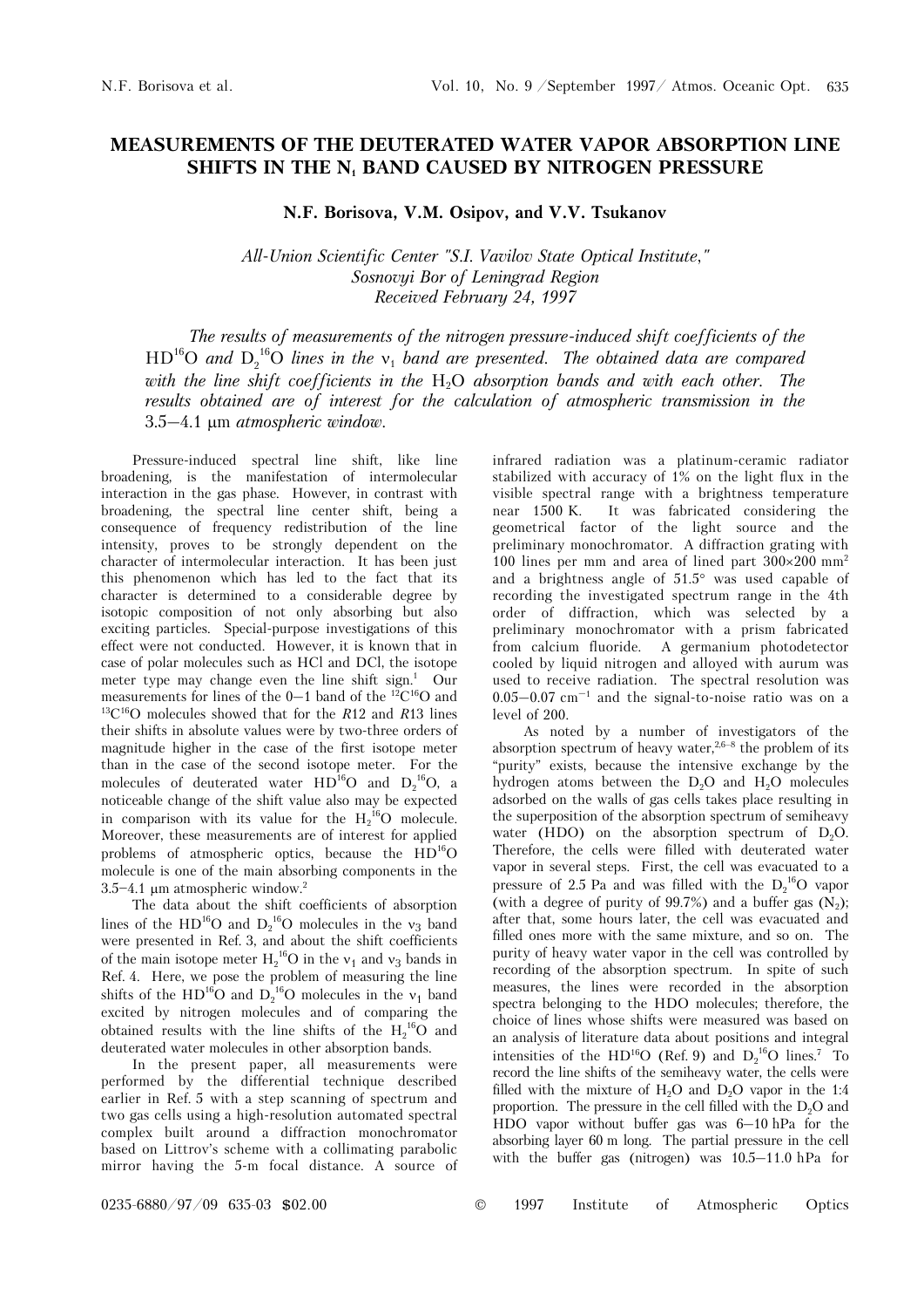# MEASUREMENTS OF THE DEUTERATED WATER VAPOR ABSORPTION LINE SHIFTS IN THE $N_1$ BAND CAUSED BY NITROGEN PRESSURE

**N.F. Borisova, V.M. Osipov, and V.V. Tsukanov**

*All-Union Scientific Center "S.I. Vavilov State Optical Institute,"*
*Sosnovyi Bor of Leningrad Region*
*Received February 24, 1997*

*The results of measurements of the nitrogen pressure-induced shift coefficients of the* $HD^{16}O$ *and* $D_2^{16}O$ *lines in the* $\nu_1$ *band are presented. The obtained data are compared with the line shift coefficients in the* $H_2O$ *absorption bands and with each other. The results obtained are of interest for the calculation of atmospheric transmission in the 3.5–4.1 μm atmospheric window.*

Pressure-induced spectral line shift, like line broadening, is the manifestation of intermolecular interaction in the gas phase. However, in contrast with broadening, the spectral line center shift, being a consequence of frequency redistribution of the line intensity, proves to be strongly dependent on the character of intermolecular interaction. It has been just this phenomenon which has led to the fact that its character is determined to a considerable degree by isotopic composition of not only absorbing but also exciting particles. Special-purpose investigations of this effect were not conducted. However, it is known that in case of polar molecules such as HCl and DCl, the isotope meter type may change even the line shift sign.[1] Our measurements for lines of the 0–1 band of the $^{12}C^{16}O$ and $^{13}C^{16}O$ molecules showed that for the *R*12 and *R*13 lines their shifts in absolute values were by two-three orders of magnitude higher in the case of the first isotope meter than in the case of the second isotope meter. For the molecules of deuterated water $HD^{16}O$ and $D_2^{16}O$, a noticeable change of the shift value also may be expected in comparison with its value for the $H_2^{16}O$ molecule. Moreover, these measurements are of interest for applied problems of atmospheric optics, because the $HD^{16}O$ molecule is one of the main absorbing components in the 3.5–4.1 μm atmospheric window.[2]

The data about the shift coefficients of absorption lines of the $HD^{16}O$ and $D_2^{16}O$ molecules in the $\nu_3$ band were presented in Ref. 3, and about the shift coefficients of the main isotope meter $H_2^{16}O$ in the $\nu_1$ and $\nu_3$ bands in Ref. 4. Here, we pose the problem of measuring the line shifts of the $HD^{16}O$ and $D_2^{16}O$ molecules in the $\nu_1$ band excited by nitrogen molecules and of comparing the obtained results with the line shifts of the $H_2^{16}O$ and deuterated water molecules in other absorption bands.

In the present paper, all measurements were performed by the differential technique described earlier in Ref. 5 with a step scanning of spectrum and two gas cells using a high-resolution automated spectral complex built around a diffraction monochromator based on Littrov's scheme with a collimating parabolic mirror having the 5-m focal distance. A source of infrared radiation was a platinum-ceramic radiator stabilized with accuracy of 1% on the light flux in the visible spectral range with a brightness temperature near 1500 K. It was fabricated considering the geometrical factor of the light source and the preliminary monochromator. A diffraction grating with 100 lines per mm and area of lined part 300×200 mm² and a brightness angle of 51.5° was used capable of recording the investigated spectrum range in the 4th order of diffraction, which was selected by a preliminary monochromator with a prism fabricated from calcium fluoride. A germanium photodetector cooled by liquid nitrogen and alloyed with aurum was used to receive radiation. The spectral resolution was 0.05–0.07 cm$^{-1}$ and the signal-to-noise ratio was on a level of 200.

As noted by a number of investigators of the absorption spectrum of heavy water,[2,6–8] the problem of its "purity" exists, because the intensive exchange by the hydrogen atoms between the $D_2O$ and $H_2O$ molecules adsorbed on the walls of gas cells takes place resulting in the superposition of the absorption spectrum of semiheavy water (HDO) on the absorption spectrum of $D_2O$. Therefore, the cells were filled with deuterated water vapor in several steps. First, the cell was evacuated to a pressure of 2.5 Pa and was filled with the $D_2^{16}O$ vapor (with a degree of purity of 99.7%) and a buffer gas ($N_2$); after that, some hours later, the cell was evacuated and filled ones more with the same mixture, and so on. The purity of heavy water vapor in the cell was controlled by recording of the absorption spectrum. In spite of such measures, the lines were recorded in the absorption spectra belonging to the HDO molecules; therefore, the choice of lines whose shifts were measured was based on an analysis of literature data about positions and integral intensities of the $HD^{16}O$ (Ref. 9) and $D_2^{16}O$ lines.[7] To record the line shifts of the semiheavy water, the cells were filled with the mixture of $H_2O$ and $D_2O$ vapor in the 1:4 proportion. The pressure in the cell filled with the $D_2O$ and HDO vapor without buffer gas was 6–10 hPa for the absorbing layer 60 m long. The partial pressure in the cell with the buffer gas (nitrogen) was 10.5–11.0 hPa for

0235-6880/97/09 635-03 $02.00 © 1997 Institute of Atmospheric Optics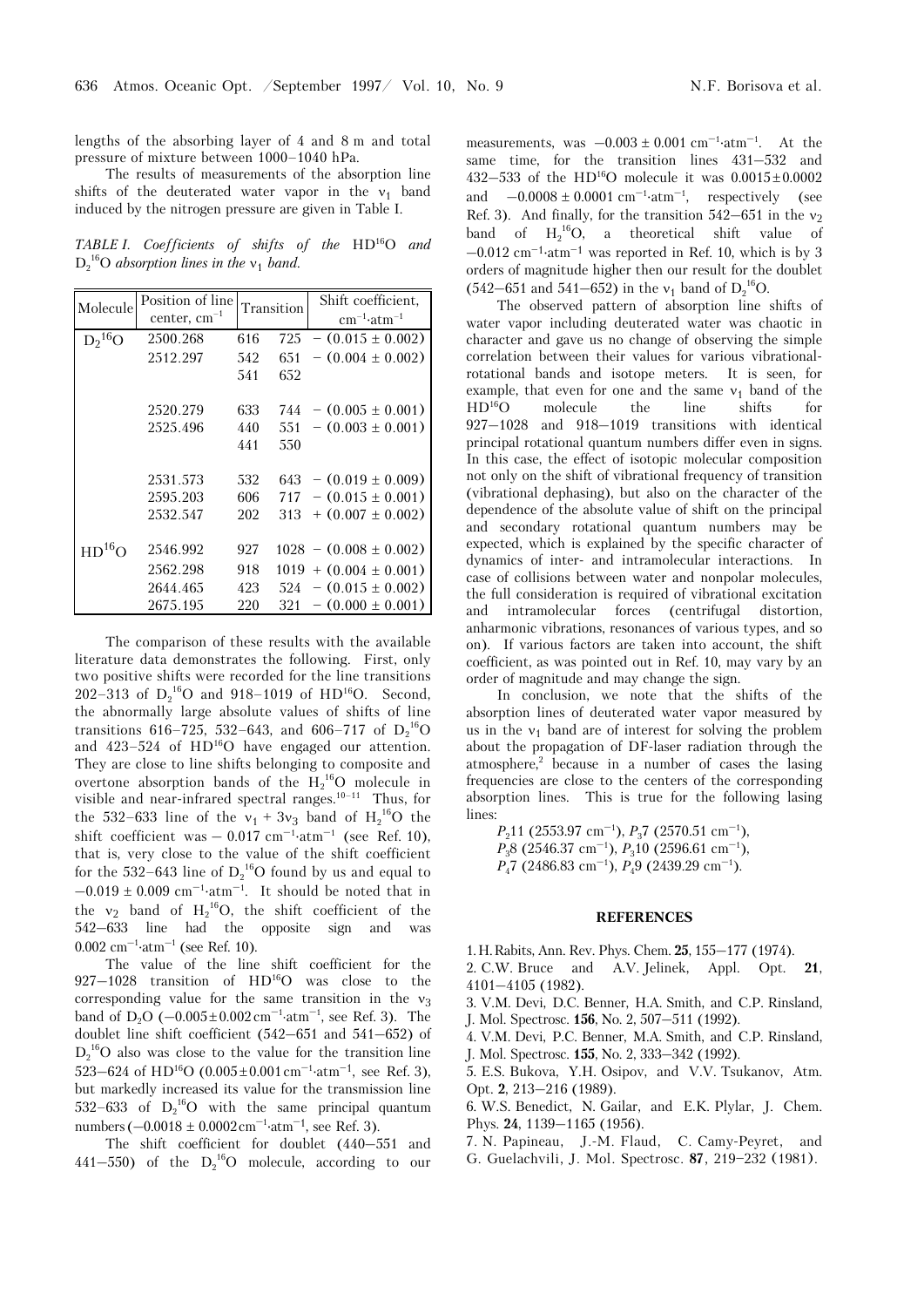lengths of the absorbing layer of 4 and 8 m and total pressure of mixture between 1000–1040 hPa.

The results of measurements of the absorption line shifts of the deuterated water vapor in the $\nu_1$ band induced by the nitrogen pressure are given in Table I.

*TABLE I. Coefficients of shifts of the* $HD^{16}O$ *and* $D_2^{16}O$ *absorption lines in the* $\nu_1$ *band.*

| Molecule | Position of line center, $cm^{-1}$ | Transition | | Shift coefficient, $cm^{-1}\cdot atm^{-1}$ |
|---|---|---|---|---|
| $D_2^{16}O$ | 2500.268 | 616 | 725 | $-(0.015 \pm 0.002)$ |
| | 2512.297 | 542 | 651 | $-(0.004 \pm 0.002)$ |
| | | 541 | 652 | |
| | 2520.279 | 633 | 744 | $-(0.005 \pm 0.001)$ |
| | 2525.496 | 440 | 551 | $-(0.003 \pm 0.001)$ |
| | | 441 | 550 | |
| | 2531.573 | 532 | 643 | $-(0.019 \pm 0.009)$ |
| | 2595.203 | 606 | 717 | $-(0.015 \pm 0.001)$ |
| | 2532.547 | 202 | 313 | $+(0.007 \pm 0.002)$ |
| $HD^{16}O$ | 2546.992 | 927 | 1028 | $-(0.008 \pm 0.002)$ |
| | 2562.298 | 918 | 1019 | $+(0.004 \pm 0.001)$ |
| | 2644.465 | 423 | 524 | $-(0.015 \pm 0.002)$ |
| | 2675.195 | 220 | 321 | $-(0.000 \pm 0.001)$ |

The comparison of these results with the available literature data demonstrates the following. First, only two positive shifts were recorded for the line transitions 202–313 of $D_2^{16}O$ and 918–1019 of $HD^{16}O$. Second, the abnormally large absolute values of shifts of line transitions 616–725, 532–643, and 606–717 of $D_2^{16}O$ and 423–524 of $HD^{16}O$ have engaged our attention. They are close to line shifts belonging to composite and overtone absorption bands of the $H_2^{16}O$ molecule in visible and near-infrared spectral ranges.[10–11] Thus, for the 532–633 line of the $\nu_1 + 3\nu_3$ band of $H_2^{16}O$ the shift coefficient was $-0.017$ $cm^{-1}\cdot atm^{-1}$ (see Ref. 10), that is, very close to the value of the shift coefficient for the 532–643 line of $D_2^{16}O$ found by us and equal to $-0.019 \pm 0.009$ $cm^{-1}\cdot atm^{-1}$. It should be noted that in the $\nu_2$ band of $H_2^{16}O$, the shift coefficient of the 542–633 line had the opposite sign and was 0.002 $cm^{-1}\cdot atm^{-1}$ (see Ref. 10).

The value of the line shift coefficient for the 927–1028 transition of $HD^{16}O$ was close to the corresponding value for the same transition in the $\nu_3$ band of $D_2O$ ($-0.005 \pm 0.002$ $cm^{-1}\cdot atm^{-1}$, see Ref. 3). The doublet line shift coefficient (542–651 and 541–652) of $D_2^{16}O$ also was close to the value for the transition line 523–624 of $HD^{16}O$ ($0.005 \pm 0.001$ $cm^{-1}\cdot atm^{-1}$, see Ref. 3), but markedly increased its value for the transmission line 532–633 of $D_2^{16}O$ with the same principal quantum numbers ($-0.0018 \pm 0.0002$ $cm^{-1}\cdot atm^{-1}$, see Ref. 3).

The shift coefficient for doublet (440–551 and 441–550) of the $D_2^{16}O$ molecule, according to our measurements, was $-0.003 \pm 0.001$ $cm^{-1}\cdot atm^{-1}$. At the same time, for the transition lines 431–532 and 432–533 of the $HD^{16}O$ molecule it was $0.0015 \pm 0.0002$ and $-0.0008 \pm 0.0001$ $cm^{-1}\cdot atm^{-1}$, respectively (see Ref. 3). And finally, for the transition 542–651 in the $\nu_2$ band of $H_2^{16}O$, a theoretical shift value of $-0.012$ $cm^{-1}\cdot atm^{-1}$ was reported in Ref. 10, which is by 3 orders of magnitude higher then our result for the doublet (542–651 and 541–652) in the $\nu_1$ band of $D_2^{16}O$.

The observed pattern of absorption line shifts of water vapor including deuterated water was chaotic in character and gave us no change of observing the simple correlation between their values for various vibrational-rotational bands and isotope meters. It is seen, for example, that even for one and the same $\nu_1$ band of the $HD^{16}O$ molecule the line shifts for 927–1028 and 918–1019 transitions with identical principal rotational quantum numbers differ even in signs. In this case, the effect of isotopic molecular composition not only on the shift of vibrational frequency of transition (vibrational dephasing), but also on the character of the dependence of the absolute value of shift on the principal and secondary rotational quantum numbers may be expected, which is explained by the specific character of dynamics of inter- and intramolecular interactions. In case of collisions between water and nonpolar molecules, the full consideration is required of vibrational excitation and intramolecular forces (centrifugal distortion, anharmonic vibrations, resonances of various types, and so on). If various factors are taken into account, the shift coefficient, as was pointed out in Ref. 10, may vary by an order of magnitude and may change the sign.

In conclusion, we note that the shifts of the absorption lines of deuterated water vapor measured by us in the $\nu_1$ band are of interest for solving the problem about the propagation of DF-laser radiation through the atmosphere,[2] because in a number of cases the lasing frequencies are close to the centers of the corresponding absorption lines. This is true for the following lasing lines:

$P_2 11$ (2553.97 $cm^{-1}$), $P_3 7$ (2570.51 $cm^{-1}$),
$P_3 8$ (2546.37 $cm^{-1}$), $P_3 10$ (2596.61 $cm^{-1}$),
$P_4 7$ (2486.83 $cm^{-1}$), $P_4 9$ (2439.29 $cm^{-1}$).

## REFERENCES

1. H. Rabits, Ann. Rev. Phys. Chem. **25**, 155–177 (1974).
2. C.W. Bruce and A.V. Jelinek, Appl. Opt. **21**, 4101–4105 (1982).
3. V.M. Devi, D.C. Benner, H.A. Smith, and C.P. Rinsland, J. Mol. Spectrosc. **156**, No. 2, 507–511 (1992).
4. V.M. Devi, P.C. Benner, M.A. Smith, and C.P. Rinsland, J. Mol. Spectrosc. **155**, No. 2, 333–342 (1992).
5. E.S. Bukova, Y.H. Osipov, and V.V. Tsukanov, Atm. Opt. **2**, 213–216 (1989).
6. W.S. Benedict, N. Gailar, and E.K. Plylar, J. Chem. Phys. **24**, 1139–1165 (1956).
7. N. Papineau, J.-M. Flaud, C. Camy-Peyret, and G. Guelachvili, J. Mol. Spectrosc. **87**, 219–232 (1981).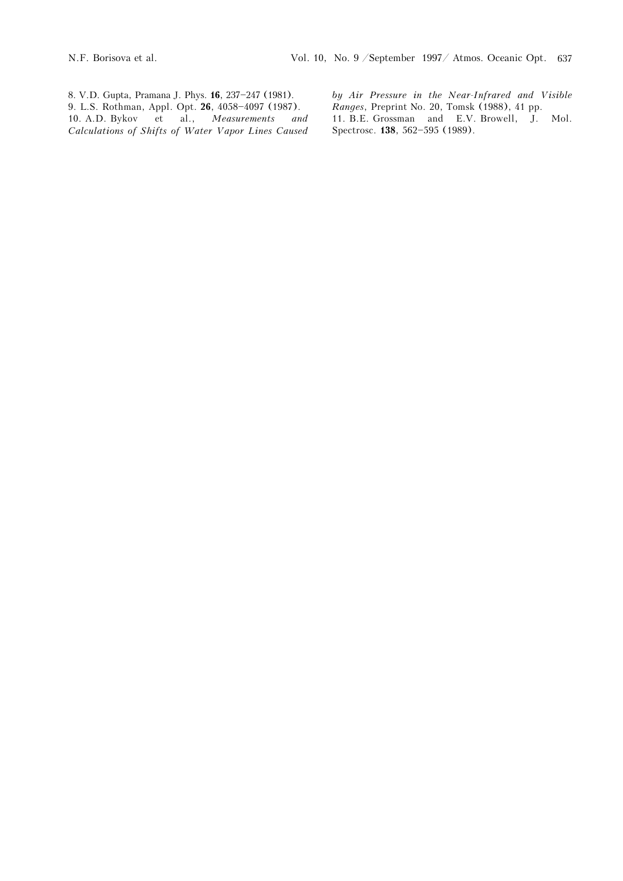8. V.D. Gupta, Pramana J. Phys. **16**, 237–247 (1981).

9. L.S. Rothman, Appl. Opt. **26**, 4058–4097 (1987).

10. A.D. Bykov et al., *Measurements and Calculations of Shifts of Water Vapor Lines Caused by Air Pressure in the Near-Infrared and Visible Ranges*, Preprint No. 20, Tomsk (1988), 41 pp.

11. B.E. Grossman and E.V. Browell, J. Mol. Spectrosc. **138**, 562–595 (1989).